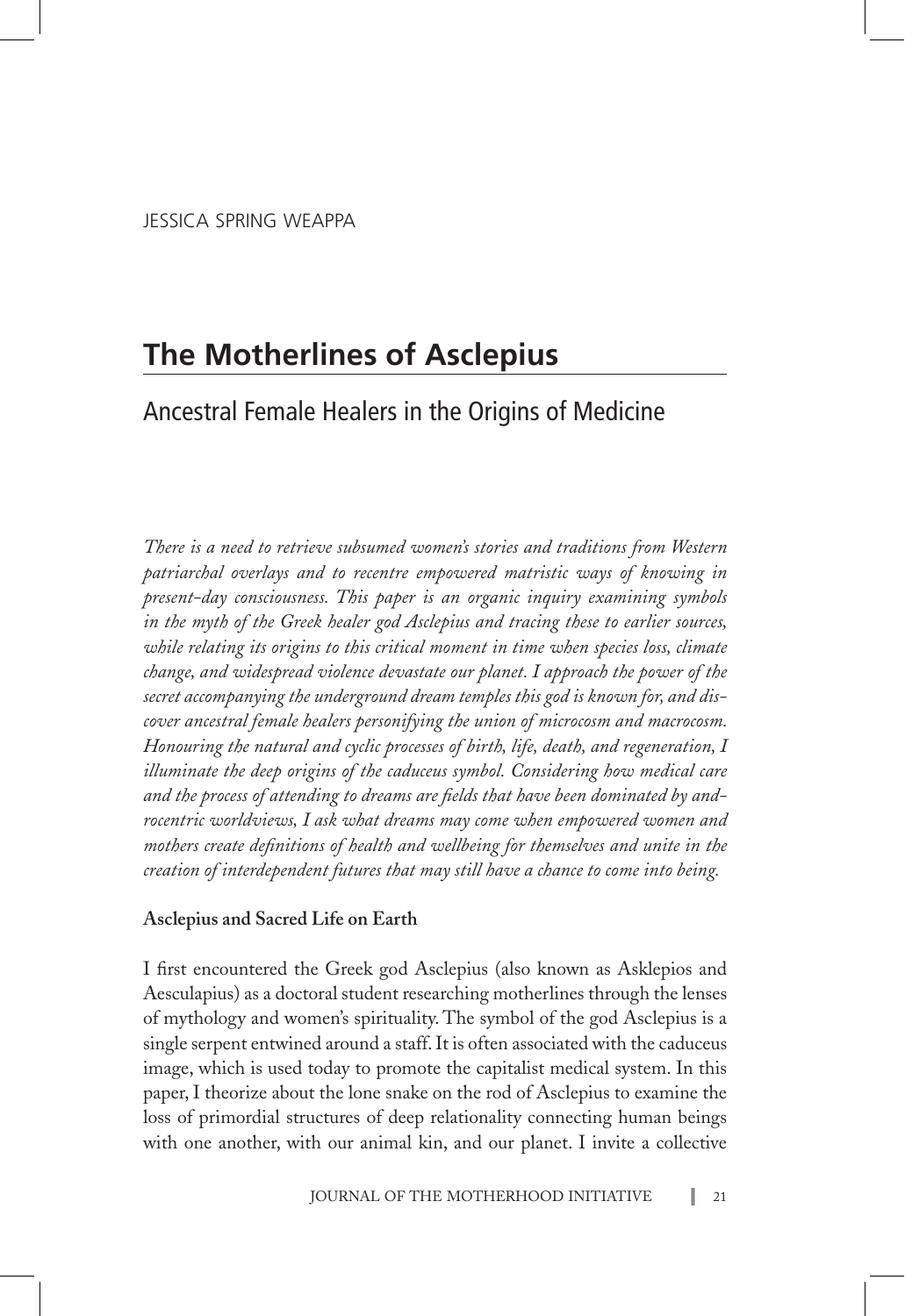JESSICA SPRING WEAPPA

# The Motherlines of Asclepius

## Ancestral Female Healers in the Origins of Medicine

*There is a need to retrieve subsumed women's stories and traditions from Western patriarchal overlays and to recentre empowered matristic ways of knowing in present-day consciousness. This paper is an organic inquiry examining symbols in the myth of the Greek healer god Asclepius and tracing these to earlier sources, while relating its origins to this critical moment in time when species loss, climate change, and widespread violence devastate our planet. I approach the power of the secret accompanying the underground dream temples this god is known for, and discover ancestral female healers personifying the union of microcosm and macrocosm. Honouring the natural and cyclic processes of birth, life, death, and regeneration, I illuminate the deep origins of the caduceus symbol. Considering how medical care and the process of attending to dreams are fields that have been dominated by androcentric worldviews, I ask what dreams may come when empowered women and mothers create definitions of health and wellbeing for themselves and unite in the creation of interdependent futures that may still have a chance to come into being.*

### Asclepius and Sacred Life on Earth

I first encountered the Greek god Asclepius (also known as Asklepios and Aesculapius) as a doctoral student researching motherlines through the lenses of mythology and women's spirituality. The symbol of the god Asclepius is a single serpent entwined around a staff. It is often associated with the caduceus image, which is used today to promote the capitalist medical system. In this paper, I theorize about the lone snake on the rod of Asclepius to examine the loss of primordial structures of deep relationality connecting human beings with one another, with our animal kin, and our planet. I invite a collective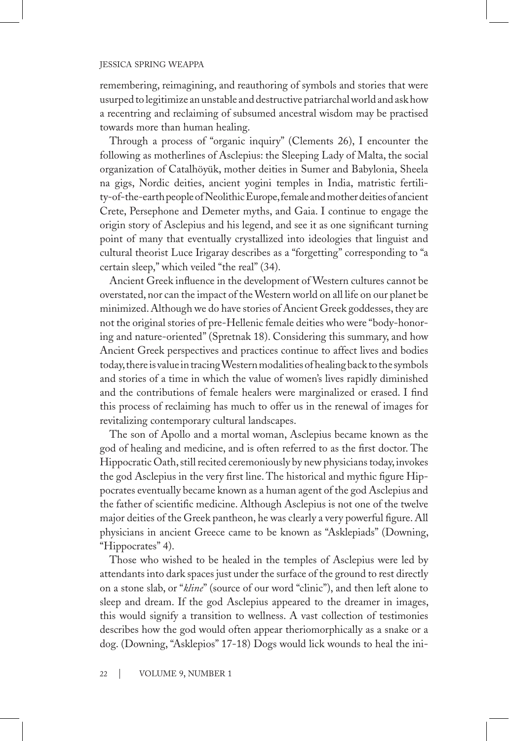remembering, reimagining, and reauthoring of symbols and stories that were usurped to legitimize an unstable and destructive patriarchal world and ask how a recentring and reclaiming of subsumed ancestral wisdom may be practised towards more than human healing.

Through a process of "organic inquiry" (Clements 26), I encounter the following as motherlines of Asclepius: the Sleeping Lady of Malta, the social organization of Catalhöyük, mother deities in Sumer and Babylonia, Sheela na gigs, Nordic deities, ancient yogini temples in India, matristic fertility-of-the-earth people of Neolithic Europe, female and mother deities of ancient Crete, Persephone and Demeter myths, and Gaia. I continue to engage the origin story of Asclepius and his legend, and see it as one significant turning point of many that eventually crystallized into ideologies that linguist and cultural theorist Luce Irigaray describes as a "forgetting" corresponding to "a certain sleep," which veiled "the real" (34).

Ancient Greek influence in the development of Western cultures cannot be overstated, nor can the impact of the Western world on all life on our planet be minimized. Although we do have stories of Ancient Greek goddesses, they are not the original stories of pre-Hellenic female deities who were "body-honoring and nature-oriented" (Spretnak 18). Considering this summary, and how Ancient Greek perspectives and practices continue to affect lives and bodies today, there is value in tracing Western modalities of healing back to the symbols and stories of a time in which the value of women's lives rapidly diminished and the contributions of female healers were marginalized or erased. I find this process of reclaiming has much to offer us in the renewal of images for revitalizing contemporary cultural landscapes.

The son of Apollo and a mortal woman, Asclepius became known as the god of healing and medicine, and is often referred to as the first doctor. The Hippocratic Oath, still recited ceremoniously by new physicians today, invokes the god Asclepius in the very first line. The historical and mythic figure Hippocrates eventually became known as a human agent of the god Asclepius and the father of scientific medicine. Although Asclepius is not one of the twelve major deities of the Greek pantheon, he was clearly a very powerful figure. All physicians in ancient Greece came to be known as "Asklepiads" (Downing, "Hippocrates" 4).

Those who wished to be healed in the temples of Asclepius were led by attendants into dark spaces just under the surface of the ground to rest directly on a stone slab, or "*kline*" (source of our word "clinic"), and then left alone to sleep and dream. If the god Asclepius appeared to the dreamer in images, this would signify a transition to wellness. A vast collection of testimonies describes how the god would often appear theriomorphically as a snake or a dog. (Downing, "Asklepios" 17-18) Dogs would lick wounds to heal the ini-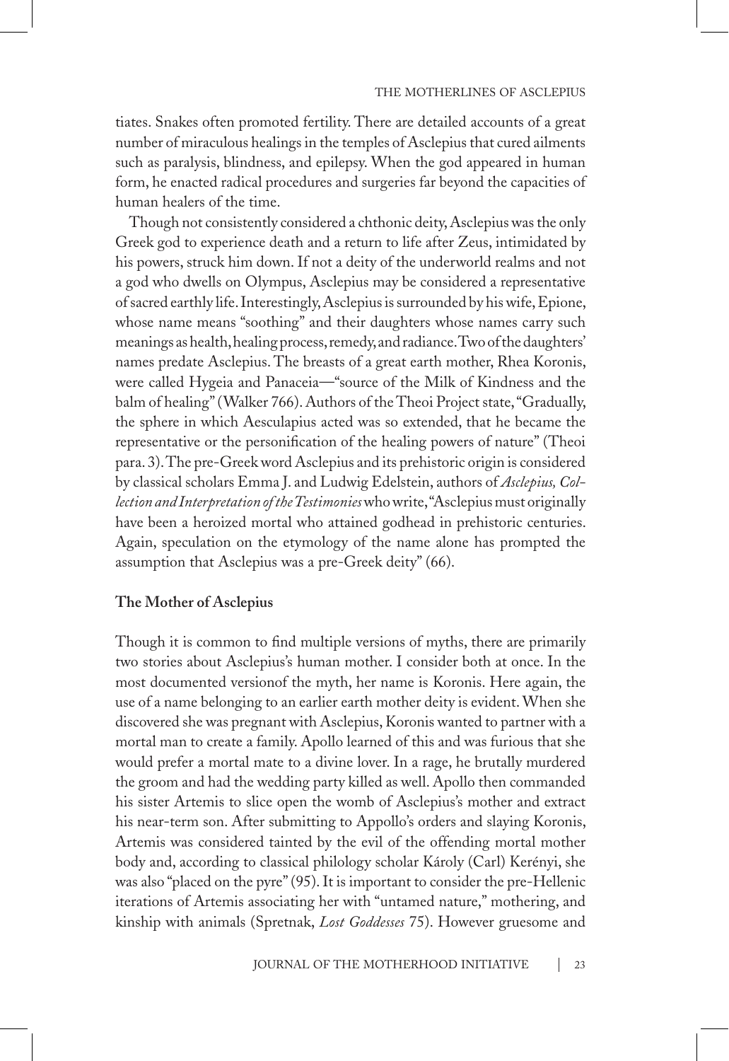tiates. Snakes often promoted fertility. There are detailed accounts of a great number of miraculous healings in the temples of Asclepius that cured ailments such as paralysis, blindness, and epilepsy. When the god appeared in human form, he enacted radical procedures and surgeries far beyond the capacities of human healers of the time.

Though not consistently considered a chthonic deity, Asclepius was the only Greek god to experience death and a return to life after Zeus, intimidated by his powers, struck him down. If not a deity of the underworld realms and not a god who dwells on Olympus, Asclepius may be considered a representative of sacred earthly life. Interestingly, Asclepius is surrounded by his wife, Epione, whose name means "soothing" and their daughters whose names carry such meanings as health, healing process, remedy, and radiance. Two of the daughters' names predate Asclepius. The breasts of a great earth mother, Rhea Koronis, were called Hygeia and Panaceia—"source of the Milk of Kindness and the balm of healing" (Walker 766). Authors of the Theoi Project state, "Gradually, the sphere in which Aesculapius acted was so extended, that he became the representative or the personification of the healing powers of nature" (Theoi para. 3). The pre-Greek word Asclepius and its prehistoric origin is considered by classical scholars Emma J. and Ludwig Edelstein, authors of *Asclepius, Collection and Interpretation of the Testimonies* who write, "Asclepius must originally have been a heroized mortal who attained godhead in prehistoric centuries. Again, speculation on the etymology of the name alone has prompted the assumption that Asclepius was a pre-Greek deity" (66).

**The Mother of Asclepius**

Though it is common to find multiple versions of myths, there are primarily two stories about Asclepius's human mother. I consider both at once. In the most documented versionof the myth, her name is Koronis. Here again, the use of a name belonging to an earlier earth mother deity is evident. When she discovered she was pregnant with Asclepius, Koronis wanted to partner with a mortal man to create a family. Apollo learned of this and was furious that she would prefer a mortal mate to a divine lover. In a rage, he brutally murdered the groom and had the wedding party killed as well. Apollo then commanded his sister Artemis to slice open the womb of Asclepius's mother and extract his near-term son. After submitting to Appollo's orders and slaying Koronis, Artemis was considered tainted by the evil of the offending mortal mother body and, according to classical philology scholar Károly (Carl) Kerényi, she was also "placed on the pyre" (95). It is important to consider the pre-Hellenic iterations of Artemis associating her with "untamed nature," mothering, and kinship with animals (Spretnak, *Lost Goddesses* 75). However gruesome and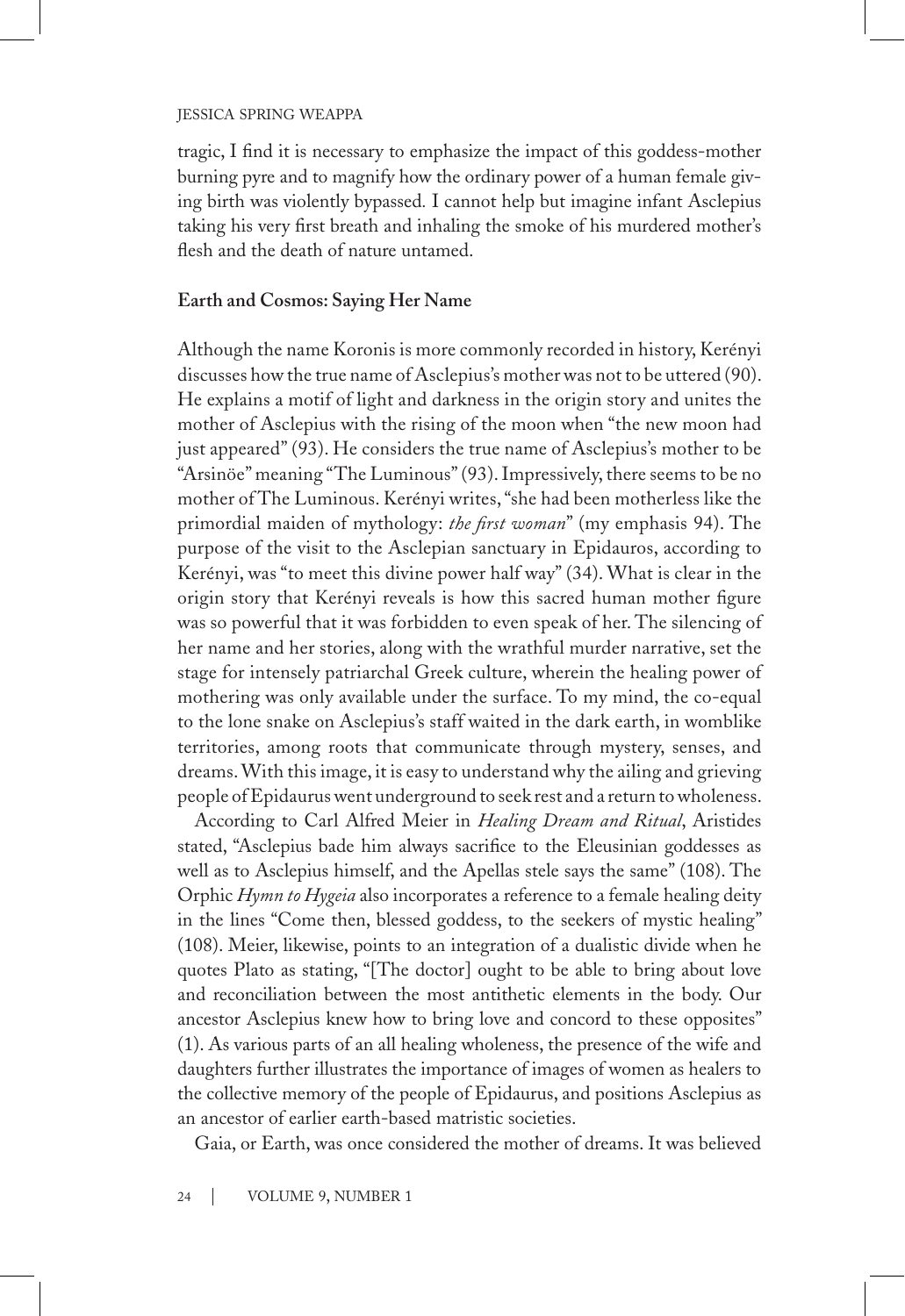tragic, I find it is necessary to emphasize the impact of this goddess-mother burning pyre and to magnify how the ordinary power of a human female giving birth was violently bypassed. I cannot help but imagine infant Asclepius taking his very first breath and inhaling the smoke of his murdered mother's flesh and the death of nature untamed.

### Earth and Cosmos: Saying Her Name

Although the name Koronis is more commonly recorded in history, Kerényi discusses how the true name of Asclepius's mother was not to be uttered (90). He explains a motif of light and darkness in the origin story and unites the mother of Asclepius with the rising of the moon when "the new moon had just appeared" (93). He considers the true name of Asclepius's mother to be "Arsinöe" meaning "The Luminous" (93). Impressively, there seems to be no mother of The Luminous. Kerényi writes, "she had been motherless like the primordial maiden of mythology: *the first woman*" (my emphasis 94). The purpose of the visit to the Asclepian sanctuary in Epidauros, according to Kerényi, was "to meet this divine power half way" (34). What is clear in the origin story that Kerényi reveals is how this sacred human mother figure was so powerful that it was forbidden to even speak of her. The silencing of her name and her stories, along with the wrathful murder narrative, set the stage for intensely patriarchal Greek culture, wherein the healing power of mothering was only available under the surface. To my mind, the co-equal to the lone snake on Asclepius's staff waited in the dark earth, in womblike territories, among roots that communicate through mystery, senses, and dreams. With this image, it is easy to understand why the ailing and grieving people of Epidaurus went underground to seek rest and a return to wholeness.

According to Carl Alfred Meier in *Healing Dream and Ritual*, Aristides stated, "Asclepius bade him always sacrifice to the Eleusinian goddesses as well as to Asclepius himself, and the Apellas stele says the same" (108). The Orphic *Hymn to Hygeia* also incorporates a reference to a female healing deity in the lines "Come then, blessed goddess, to the seekers of mystic healing" (108). Meier, likewise, points to an integration of a dualistic divide when he quotes Plato as stating, "[The doctor] ought to be able to bring about love and reconciliation between the most antithetic elements in the body. Our ancestor Asclepius knew how to bring love and concord to these opposites" (1). As various parts of an all healing wholeness, the presence of the wife and daughters further illustrates the importance of images of women as healers to the collective memory of the people of Epidaurus, and positions Asclepius as an ancestor of earlier earth-based matristic societies.

Gaia, or Earth, was once considered the mother of dreams. It was believed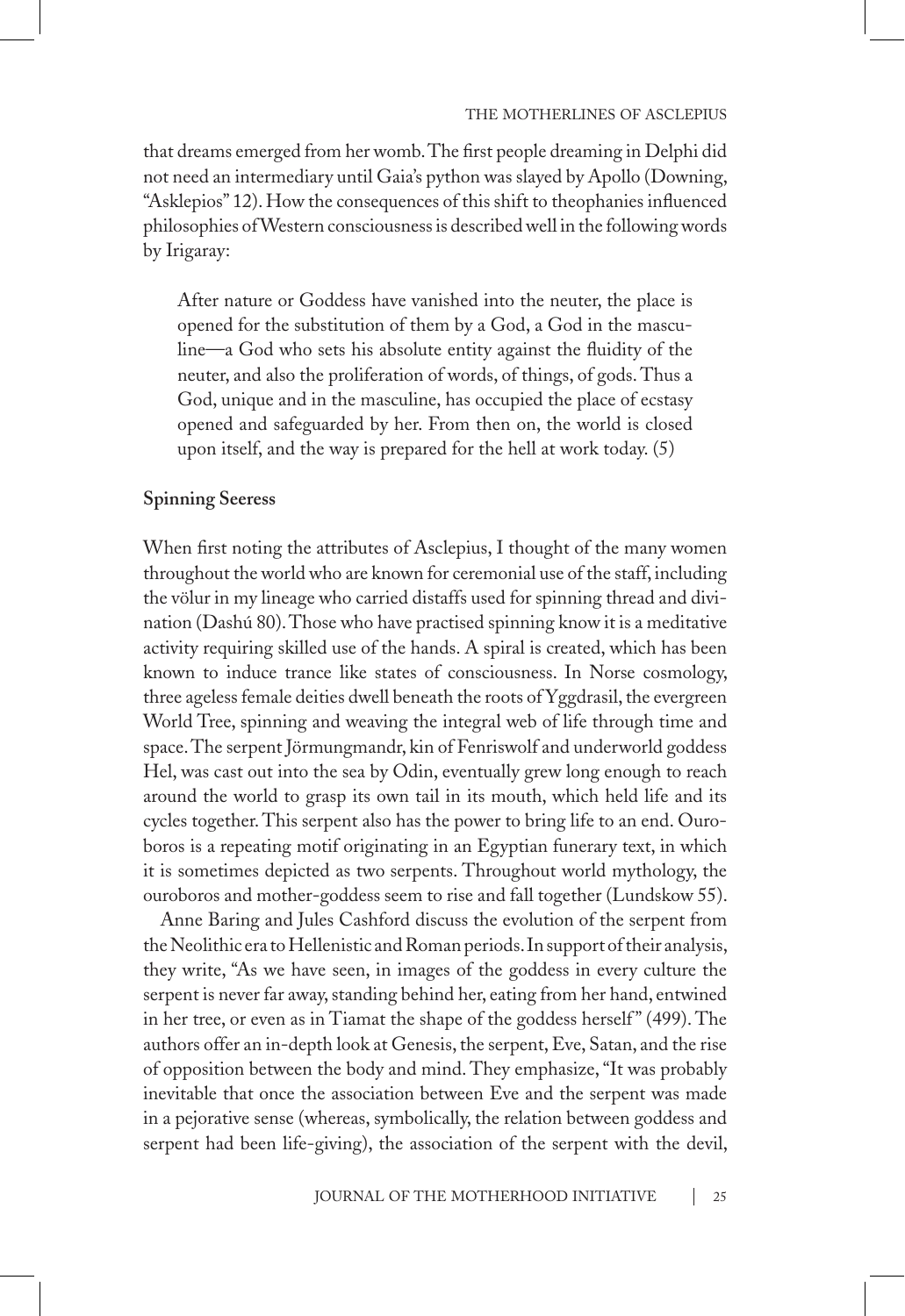that dreams emerged from her womb. The first people dreaming in Delphi did not need an intermediary until Gaia's python was slayed by Apollo (Downing, "Asklepios" 12). How the consequences of this shift to theophanies influenced philosophies of Western consciousness is described well in the following words by Irigaray:

> After nature or Goddess have vanished into the neuter, the place is opened for the substitution of them by a God, a God in the masculine—a God who sets his absolute entity against the fluidity of the neuter, and also the proliferation of words, of things, of gods. Thus a God, unique and in the masculine, has occupied the place of ecstasy opened and safeguarded by her. From then on, the world is closed upon itself, and the way is prepared for the hell at work today. (5)

**Spinning Seeress**

When first noting the attributes of Asclepius, I thought of the many women throughout the world who are known for ceremonial use of the staff, including the völur in my lineage who carried distaffs used for spinning thread and divination (Dashú 80). Those who have practised spinning know it is a meditative activity requiring skilled use of the hands. A spiral is created, which has been known to induce trance like states of consciousness. In Norse cosmology, three ageless female deities dwell beneath the roots of Yggdrasil, the evergreen World Tree, spinning and weaving the integral web of life through time and space. The serpent Jörmungmandr, kin of Fenriswolf and underworld goddess Hel, was cast out into the sea by Odin, eventually grew long enough to reach around the world to grasp its own tail in its mouth, which held life and its cycles together. This serpent also has the power to bring life to an end. Ouroboros is a repeating motif originating in an Egyptian funerary text, in which it is sometimes depicted as two serpents. Throughout world mythology, the ouroboros and mother-goddess seem to rise and fall together (Lundskow 55).

Anne Baring and Jules Cashford discuss the evolution of the serpent from the Neolithic era to Hellenistic and Roman periods. In support of their analysis, they write, "As we have seen, in images of the goddess in every culture the serpent is never far away, standing behind her, eating from her hand, entwined in her tree, or even as in Tiamat the shape of the goddess herself" (499). The authors offer an in-depth look at Genesis, the serpent, Eve, Satan, and the rise of opposition between the body and mind. They emphasize, "It was probably inevitable that once the association between Eve and the serpent was made in a pejorative sense (whereas, symbolically, the relation between goddess and serpent had been life-giving), the association of the serpent with the devil,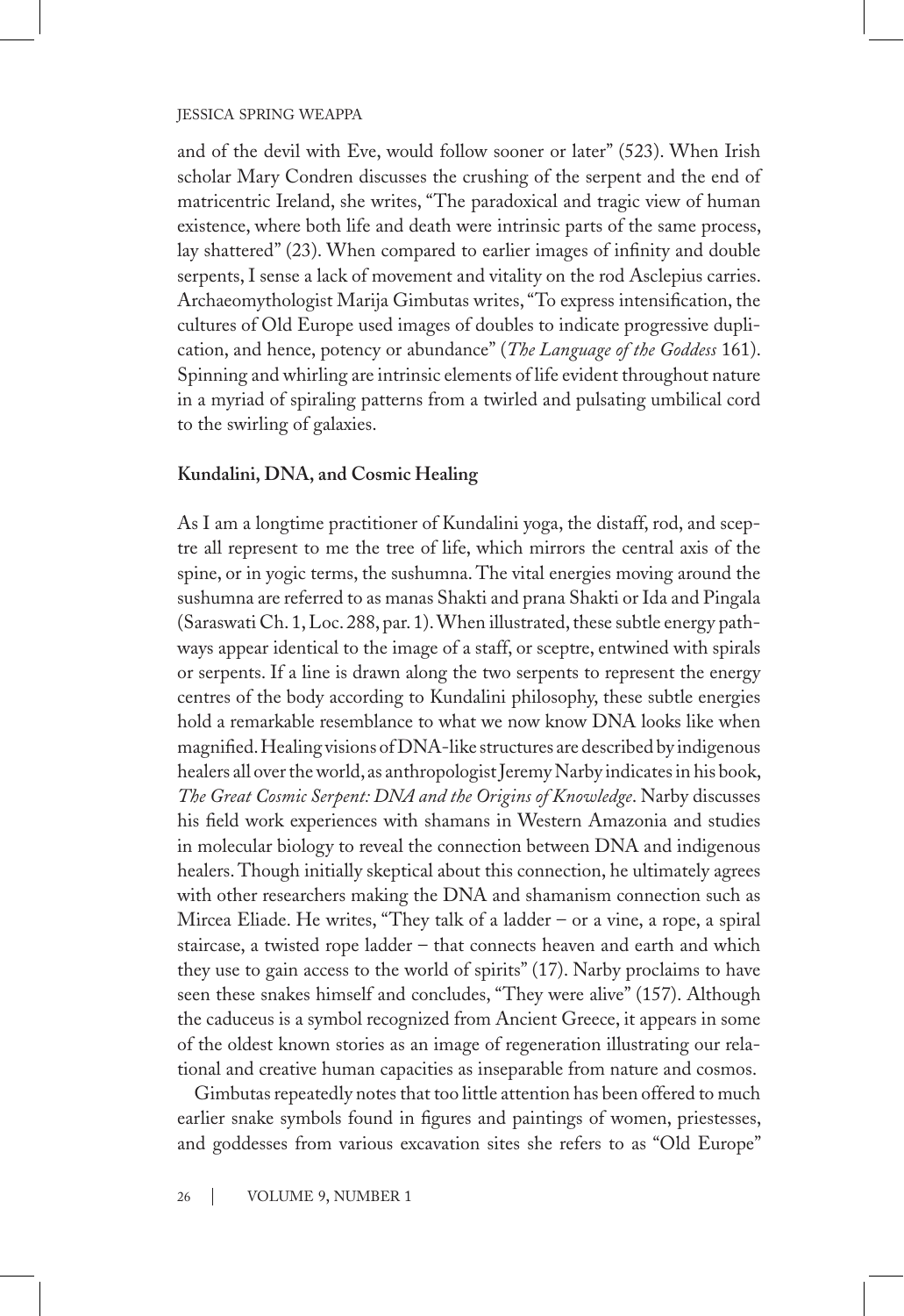and of the devil with Eve, would follow sooner or later" (523). When Irish scholar Mary Condren discusses the crushing of the serpent and the end of matricentric Ireland, she writes, "The paradoxical and tragic view of human existence, where both life and death were intrinsic parts of the same process, lay shattered" (23). When compared to earlier images of infinity and double serpents, I sense a lack of movement and vitality on the rod Asclepius carries. Archaeomythologist Marija Gimbutas writes, "To express intensification, the cultures of Old Europe used images of doubles to indicate progressive duplication, and hence, potency or abundance" (*The Language of the Goddess* 161). Spinning and whirling are intrinsic elements of life evident throughout nature in a myriad of spiraling patterns from a twirled and pulsating umbilical cord to the swirling of galaxies.

**Kundalini, DNA, and Cosmic Healing**

As I am a longtime practitioner of Kundalini yoga, the distaff, rod, and sceptre all represent to me the tree of life, which mirrors the central axis of the spine, or in yogic terms, the sushumna. The vital energies moving around the sushumna are referred to as manas Shakti and prana Shakti or Ida and Pingala (Saraswati Ch. 1, Loc. 288, par. 1). When illustrated, these subtle energy pathways appear identical to the image of a staff, or sceptre, entwined with spirals or serpents. If a line is drawn along the two serpents to represent the energy centres of the body according to Kundalini philosophy, these subtle energies hold a remarkable resemblance to what we now know DNA looks like when magnified. Healing visions of DNA-like structures are described by indigenous healers all over the world, as anthropologist Jeremy Narby indicates in his book, *The Great Cosmic Serpent: DNA and the Origins of Knowledge*. Narby discusses his field work experiences with shamans in Western Amazonia and studies in molecular biology to reveal the connection between DNA and indigenous healers. Though initially skeptical about this connection, he ultimately agrees with other researchers making the DNA and shamanism connection such as Mircea Eliade. He writes, "They talk of a ladder – or a vine, a rope, a spiral staircase, a twisted rope ladder – that connects heaven and earth and which they use to gain access to the world of spirits" (17). Narby proclaims to have seen these snakes himself and concludes, "They were alive" (157). Although the caduceus is a symbol recognized from Ancient Greece, it appears in some of the oldest known stories as an image of regeneration illustrating our relational and creative human capacities as inseparable from nature and cosmos.

Gimbutas repeatedly notes that too little attention has been offered to much earlier snake symbols found in figures and paintings of women, priestesses, and goddesses from various excavation sites she refers to as "Old Europe"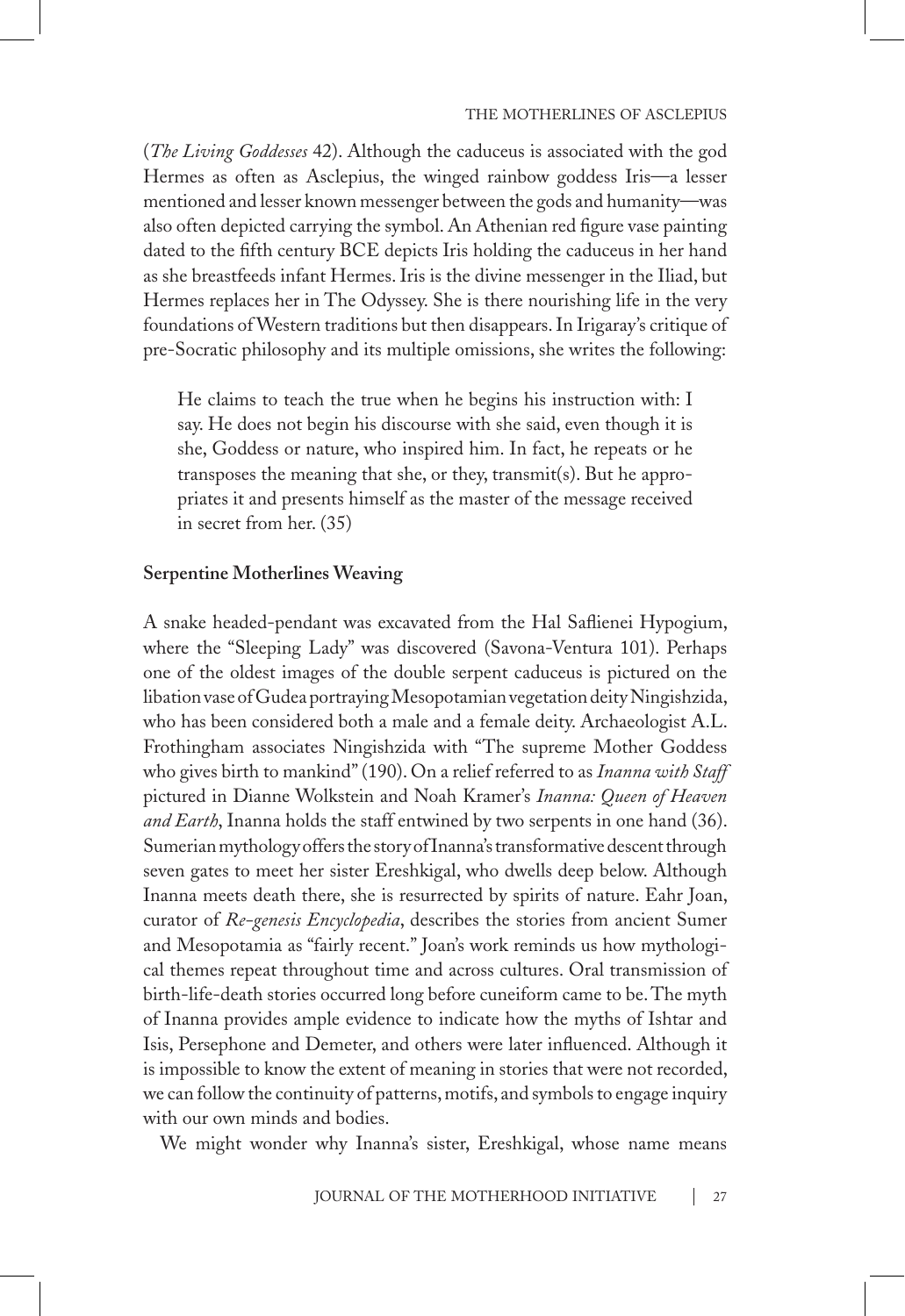(*The Living Goddesses* 42). Although the caduceus is associated with the god Hermes as often as Asclepius, the winged rainbow goddess Iris—a lesser mentioned and lesser known messenger between the gods and humanity—was also often depicted carrying the symbol. An Athenian red figure vase painting dated to the fifth century BCE depicts Iris holding the caduceus in her hand as she breastfeeds infant Hermes. Iris is the divine messenger in the Iliad, but Hermes replaces her in The Odyssey. She is there nourishing life in the very foundations of Western traditions but then disappears. In Irigaray's critique of pre-Socratic philosophy and its multiple omissions, she writes the following:

> He claims to teach the true when he begins his instruction with: I say. He does not begin his discourse with she said, even though it is she, Goddess or nature, who inspired him. In fact, he repeats or he transposes the meaning that she, or they, transmit(s). But he appropriates it and presents himself as the master of the message received in secret from her. (35)

**Serpentine Motherlines Weaving**

A snake headed-pendant was excavated from the Hal Saflienei Hypogium, where the "Sleeping Lady" was discovered (Savona-Ventura 101). Perhaps one of the oldest images of the double serpent caduceus is pictured on the libation vase of Gudea portraying Mesopotamian vegetation deity Ningishzida, who has been considered both a male and a female deity. Archaeologist A.L. Frothingham associates Ningishzida with "The supreme Mother Goddess who gives birth to mankind" (190). On a relief referred to as *Inanna with Staff* pictured in Dianne Wolkstein and Noah Kramer's *Inanna: Queen of Heaven and Earth*, Inanna holds the staff entwined by two serpents in one hand (36). Sumerian mythology offers the story of Inanna's transformative descent through seven gates to meet her sister Ereshkigal, who dwells deep below. Although Inanna meets death there, she is resurrected by spirits of nature. Eahr Joan, curator of *Re-genesis Encyclopedia*, describes the stories from ancient Sumer and Mesopotamia as "fairly recent." Joan's work reminds us how mythological themes repeat throughout time and across cultures. Oral transmission of birth-life-death stories occurred long before cuneiform came to be. The myth of Inanna provides ample evidence to indicate how the myths of Ishtar and Isis, Persephone and Demeter, and others were later influenced. Although it is impossible to know the extent of meaning in stories that were not recorded, we can follow the continuity of patterns, motifs, and symbols to engage inquiry with our own minds and bodies.

We might wonder why Inanna's sister, Ereshkigal, whose name means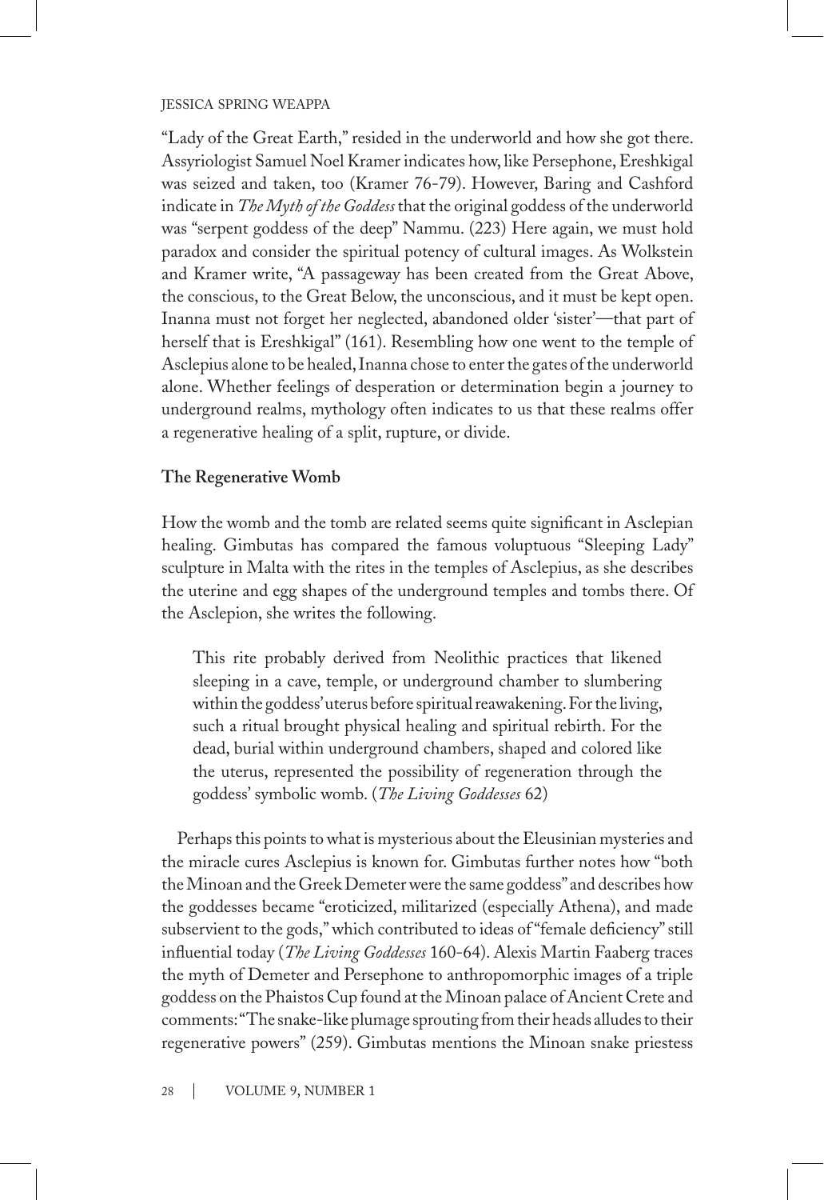"Lady of the Great Earth," resided in the underworld and how she got there. Assyriologist Samuel Noel Kramer indicates how, like Persephone, Ereshkigal was seized and taken, too (Kramer 76-79). However, Baring and Cashford indicate in *The Myth of the Goddess* that the original goddess of the underworld was "serpent goddess of the deep" Nammu. (223) Here again, we must hold paradox and consider the spiritual potency of cultural images. As Wolkstein and Kramer write, "A passageway has been created from the Great Above, the conscious, to the Great Below, the unconscious, and it must be kept open. Inanna must not forget her neglected, abandoned older 'sister'—that part of herself that is Ereshkigal" (161). Resembling how one went to the temple of Asclepius alone to be healed, Inanna chose to enter the gates of the underworld alone. Whether feelings of desperation or determination begin a journey to underground realms, mythology often indicates to us that these realms offer a regenerative healing of a split, rupture, or divide.

## The Regenerative Womb

How the womb and the tomb are related seems quite significant in Asclepian healing. Gimbutas has compared the famous voluptuous "Sleeping Lady" sculpture in Malta with the rites in the temples of Asclepius, as she describes the uterine and egg shapes of the underground temples and tombs there. Of the Asclepion, she writes the following.

> This rite probably derived from Neolithic practices that likened sleeping in a cave, temple, or underground chamber to slumbering within the goddess' uterus before spiritual reawakening. For the living, such a ritual brought physical healing and spiritual rebirth. For the dead, burial within underground chambers, shaped and colored like the uterus, represented the possibility of regeneration through the goddess' symbolic womb. (*The Living Goddesses* 62)

Perhaps this points to what is mysterious about the Eleusinian mysteries and the miracle cures Asclepius is known for. Gimbutas further notes how "both the Minoan and the Greek Demeter were the same goddess" and describes how the goddesses became "eroticized, militarized (especially Athena), and made subservient to the gods," which contributed to ideas of "female deficiency" still influential today (*The Living Goddesses* 160-64). Alexis Martin Faaberg traces the myth of Demeter and Persephone to anthropomorphic images of a triple goddess on the Phaistos Cup found at the Minoan palace of Ancient Crete and comments: "The snake-like plumage sprouting from their heads alludes to their regenerative powers" (259). Gimbutas mentions the Minoan snake priestess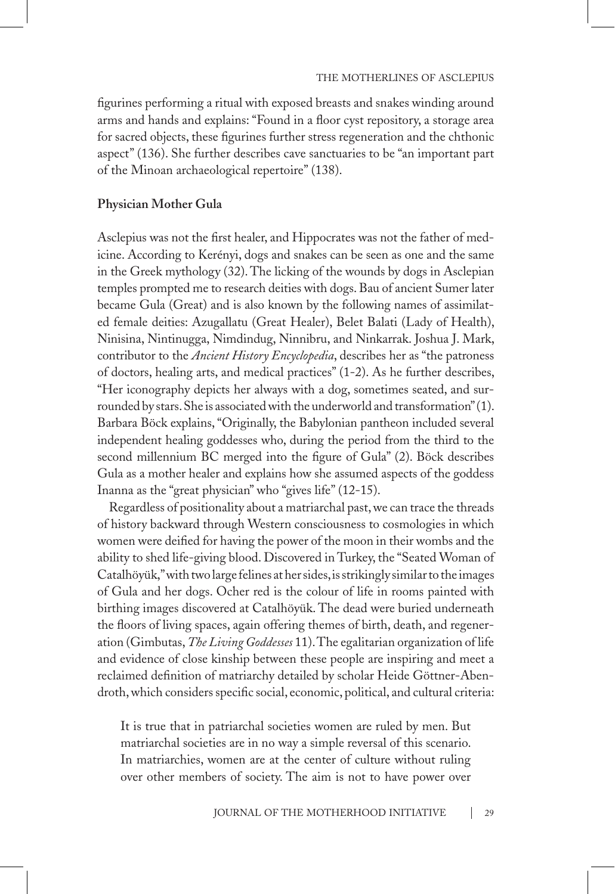figurines performing a ritual with exposed breasts and snakes winding around arms and hands and explains: "Found in a floor cyst repository, a storage area for sacred objects, these figurines further stress regeneration and the chthonic aspect" (136). She further describes cave sanctuaries to be "an important part of the Minoan archaeological repertoire" (138).

**Physician Mother Gula**

Asclepius was not the first healer, and Hippocrates was not the father of medicine. According to Kerényi, dogs and snakes can be seen as one and the same in the Greek mythology (32). The licking of the wounds by dogs in Asclepian temples prompted me to research deities with dogs. Bau of ancient Sumer later became Gula (Great) and is also known by the following names of assimilated female deities: Azugallatu (Great Healer), Belet Balati (Lady of Health), Ninisina, Nintinugga, Nimdindug, Ninnibru, and Ninkarrak. Joshua J. Mark, contributor to the *Ancient History Encyclopedia*, describes her as "the patroness of doctors, healing arts, and medical practices" (1-2). As he further describes, "Her iconography depicts her always with a dog, sometimes seated, and surrounded by stars. She is associated with the underworld and transformation" (1). Barbara Böck explains, "Originally, the Babylonian pantheon included several independent healing goddesses who, during the period from the third to the second millennium BC merged into the figure of Gula" (2). Böck describes Gula as a mother healer and explains how she assumed aspects of the goddess Inanna as the "great physician" who "gives life" (12-15).

Regardless of positionality about a matriarchal past, we can trace the threads of history backward through Western consciousness to cosmologies in which women were deified for having the power of the moon in their wombs and the ability to shed life-giving blood. Discovered in Turkey, the "Seated Woman of Catalhöyük," with two large felines at her sides, is strikingly similar to the images of Gula and her dogs. Ocher red is the colour of life in rooms painted with birthing images discovered at Catalhöyük. The dead were buried underneath the floors of living spaces, again offering themes of birth, death, and regeneration (Gimbutas, *The Living Goddesses* 11). The egalitarian organization of life and evidence of close kinship between these people are inspiring and meet a reclaimed definition of matriarchy detailed by scholar Heide Göttner-Abendroth, which considers specific social, economic, political, and cultural criteria:

> It is true that in patriarchal societies women are ruled by men. But matriarchal societies are in no way a simple reversal of this scenario. In matriarchies, women are at the center of culture without ruling over other members of society. The aim is not to have power over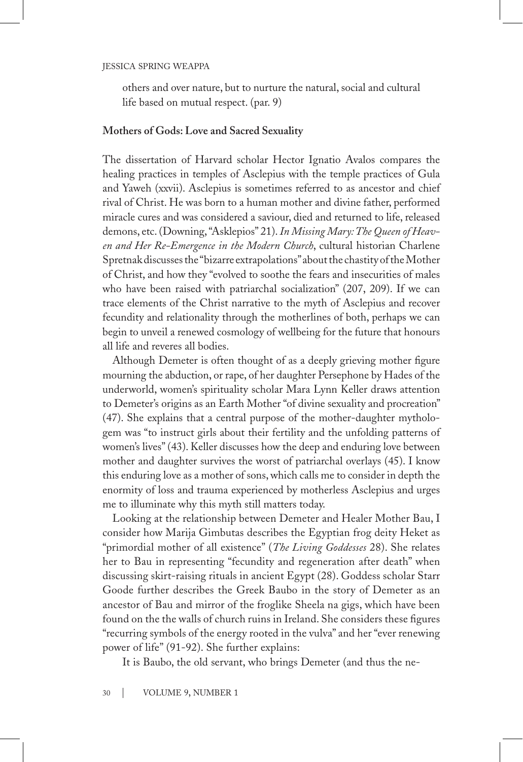others and over nature, but to nurture the natural, social and cultural life based on mutual respect. (par. 9)

## Mothers of Gods: Love and Sacred Sexuality

The dissertation of Harvard scholar Hector Ignatio Avalos compares the healing practices in temples of Asclepius with the temple practices of Gula and Yaweh (xxvii). Asclepius is sometimes referred to as ancestor and chief rival of Christ. He was born to a human mother and divine father, performed miracle cures and was considered a saviour, died and returned to life, released demons, etc. (Downing, "Asklepios" 21). *In Missing Mary: The Queen of Heaven and Her Re-Emergence in the Modern Church*, cultural historian Charlene Spretnak discusses the "bizarre extrapolations" about the chastity of the Mother of Christ, and how they "evolved to soothe the fears and insecurities of males who have been raised with patriarchal socialization" (207, 209). If we can trace elements of the Christ narrative to the myth of Asclepius and recover fecundity and relationality through the motherlines of both, perhaps we can begin to unveil a renewed cosmology of wellbeing for the future that honours all life and reveres all bodies.

Although Demeter is often thought of as a deeply grieving mother figure mourning the abduction, or rape, of her daughter Persephone by Hades of the underworld, women's spirituality scholar Mara Lynn Keller draws attention to Demeter's origins as an Earth Mother "of divine sexuality and procreation" (47). She explains that a central purpose of the mother-daughter mythologem was "to instruct girls about their fertility and the unfolding patterns of women's lives" (43). Keller discusses how the deep and enduring love between mother and daughter survives the worst of patriarchal overlays (45). I know this enduring love as a mother of sons, which calls me to consider in depth the enormity of loss and trauma experienced by motherless Asclepius and urges me to illuminate why this myth still matters today.

Looking at the relationship between Demeter and Healer Mother Bau, I consider how Marija Gimbutas describes the Egyptian frog deity Heket as "primordial mother of all existence" (*The Living Goddesses* 28). She relates her to Bau in representing "fecundity and regeneration after death" when discussing skirt-raising rituals in ancient Egypt (28). Goddess scholar Starr Goode further describes the Greek Baubo in the story of Demeter as an ancestor of Bau and mirror of the froglike Sheela na gigs, which have been found on the the walls of church ruins in Ireland. She considers these figures "recurring symbols of the energy rooted in the vulva" and her "ever renewing power of life" (91-92). She further explains:

It is Baubo, the old servant, who brings Demeter (and thus the ne-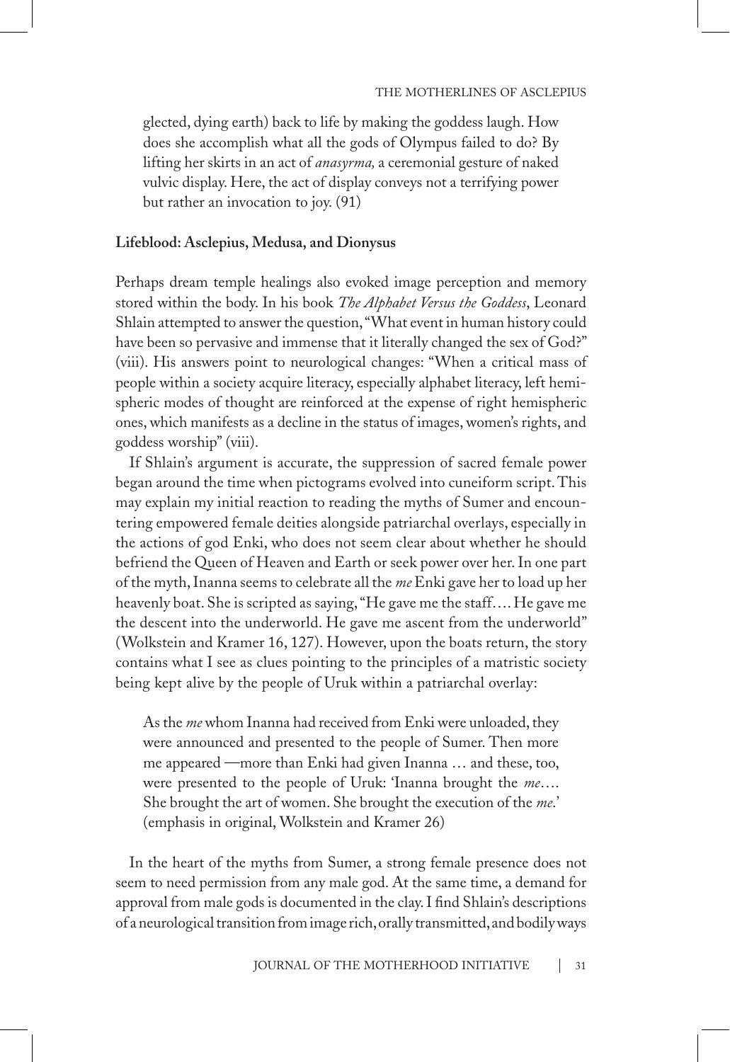glected, dying earth) back to life by making the goddess laugh. How does she accomplish what all the gods of Olympus failed to do? By lifting her skirts in an act of *anasyrma,* a ceremonial gesture of naked vulvic display. Here, the act of display conveys not a terrifying power but rather an invocation to joy. (91)

**Lifeblood: Asclepius, Medusa, and Dionysus**

Perhaps dream temple healings also evoked image perception and memory stored within the body. In his book *The Alphabet Versus the Goddess*, Leonard Shlain attempted to answer the question, "What event in human history could have been so pervasive and immense that it literally changed the sex of God?" (viii). His answers point to neurological changes: "When a critical mass of people within a society acquire literacy, especially alphabet literacy, left hemispheric modes of thought are reinforced at the expense of right hemispheric ones, which manifests as a decline in the status of images, women's rights, and goddess worship" (viii).

If Shlain's argument is accurate, the suppression of sacred female power began around the time when pictograms evolved into cuneiform script. This may explain my initial reaction to reading the myths of Sumer and encountering empowered female deities alongside patriarchal overlays, especially in the actions of god Enki, who does not seem clear about whether he should befriend the Queen of Heaven and Earth or seek power over her. In one part of the myth, Inanna seems to celebrate all the *me* Enki gave her to load up her heavenly boat. She is scripted as saying, "He gave me the staff…. He gave me the descent into the underworld. He gave me ascent from the underworld" (Wolkstein and Kramer 16, 127). However, upon the boats return, the story contains what I see as clues pointing to the principles of a matristic society being kept alive by the people of Uruk within a patriarchal overlay:

> As the *me* whom Inanna had received from Enki were unloaded, they were announced and presented to the people of Sumer. Then more me appeared —more than Enki had given Inanna … and these, too, were presented to the people of Uruk: 'Inanna brought the *me*…. She brought the art of women. She brought the execution of the *me*.' (emphasis in original, Wolkstein and Kramer 26)

In the heart of the myths from Sumer, a strong female presence does not seem to need permission from any male god. At the same time, a demand for approval from male gods is documented in the clay. I find Shlain's descriptions of a neurological transition from image rich, orally transmitted, and bodily ways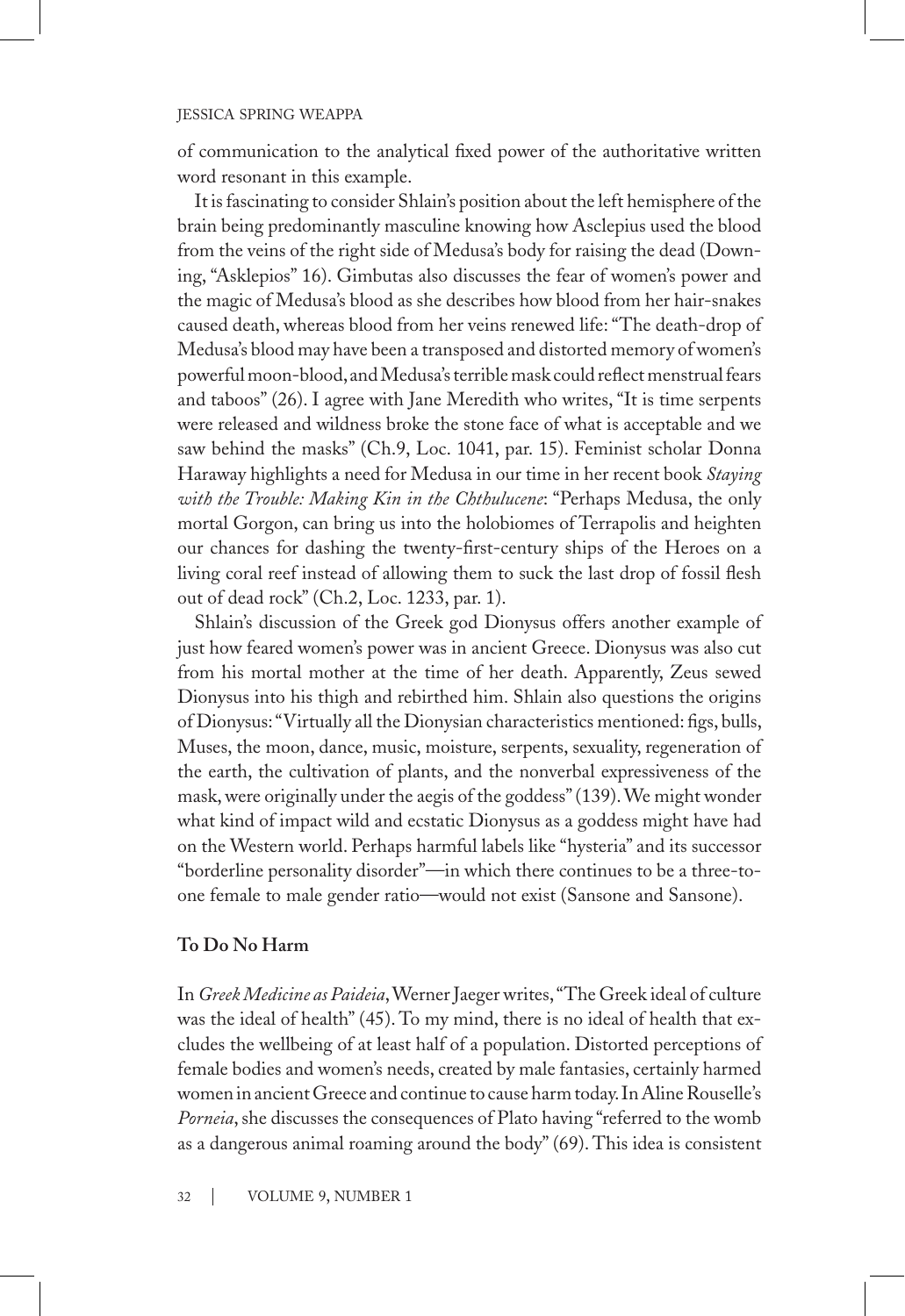of communication to the analytical fixed power of the authoritative written word resonant in this example.

It is fascinating to consider Shlain's position about the left hemisphere of the brain being predominantly masculine knowing how Asclepius used the blood from the veins of the right side of Medusa's body for raising the dead (Downing, "Asklepios" 16). Gimbutas also discusses the fear of women's power and the magic of Medusa's blood as she describes how blood from her hair-snakes caused death, whereas blood from her veins renewed life: "The death-drop of Medusa's blood may have been a transposed and distorted memory of women's powerful moon-blood, and Medusa's terrible mask could reflect menstrual fears and taboos" (26). I agree with Jane Meredith who writes, "It is time serpents were released and wildness broke the stone face of what is acceptable and we saw behind the masks" (Ch.9, Loc. 1041, par. 15). Feminist scholar Donna Haraway highlights a need for Medusa in our time in her recent book *Staying with the Trouble: Making Kin in the Chthulucene*: "Perhaps Medusa, the only mortal Gorgon, can bring us into the holobiomes of Terrapolis and heighten our chances for dashing the twenty-first-century ships of the Heroes on a living coral reef instead of allowing them to suck the last drop of fossil flesh out of dead rock" (Ch.2, Loc. 1233, par. 1).

Shlain's discussion of the Greek god Dionysus offers another example of just how feared women's power was in ancient Greece. Dionysus was also cut from his mortal mother at the time of her death. Apparently, Zeus sewed Dionysus into his thigh and rebirthed him. Shlain also questions the origins of Dionysus: "Virtually all the Dionysian characteristics mentioned: figs, bulls, Muses, the moon, dance, music, moisture, serpents, sexuality, regeneration of the earth, the cultivation of plants, and the nonverbal expressiveness of the mask, were originally under the aegis of the goddess" (139). We might wonder what kind of impact wild and ecstatic Dionysus as a goddess might have had on the Western world. Perhaps harmful labels like "hysteria" and its successor "borderline personality disorder"—in which there continues to be a three-to-one female to male gender ratio—would not exist (Sansone and Sansone).

**To Do No Harm**

In *Greek Medicine as Paideia*, Werner Jaeger writes, "The Greek ideal of culture was the ideal of health" (45). To my mind, there is no ideal of health that excludes the wellbeing of at least half of a population. Distorted perceptions of female bodies and women's needs, created by male fantasies, certainly harmed women in ancient Greece and continue to cause harm today. In Aline Rouselle's *Porneia*, she discusses the consequences of Plato having "referred to the womb as a dangerous animal roaming around the body" (69). This idea is consistent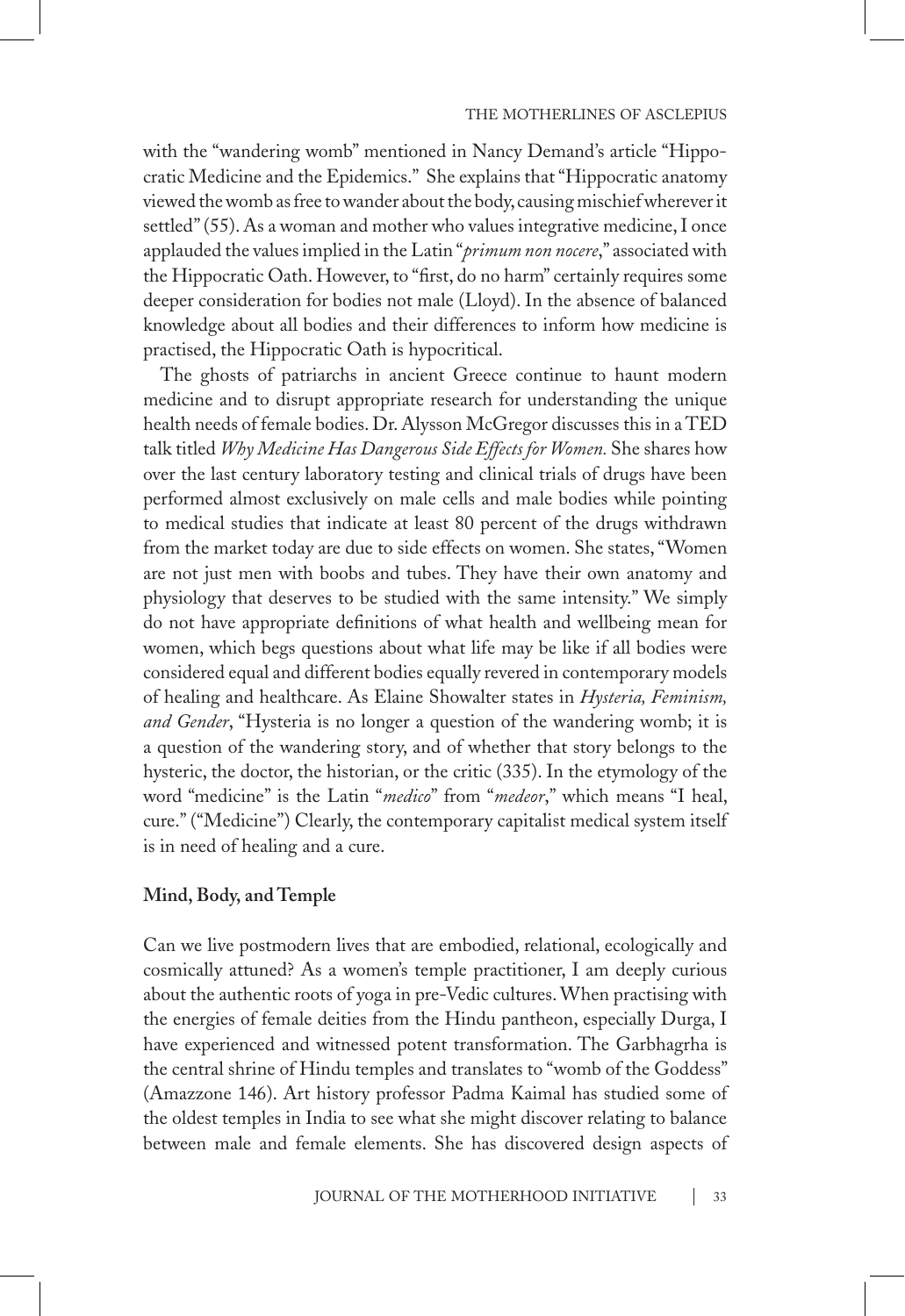with the "wandering womb" mentioned in Nancy Demand's article "Hippocratic Medicine and the Epidemics." She explains that "Hippocratic anatomy viewed the womb as free to wander about the body, causing mischief wherever it settled" (55). As a woman and mother who values integrative medicine, I once applauded the values implied in the Latin "*primum non nocere*," associated with the Hippocratic Oath. However, to "first, do no harm" certainly requires some deeper consideration for bodies not male (Lloyd). In the absence of balanced knowledge about all bodies and their differences to inform how medicine is practised, the Hippocratic Oath is hypocritical.

The ghosts of patriarchs in ancient Greece continue to haunt modern medicine and to disrupt appropriate research for understanding the unique health needs of female bodies. Dr. Alysson McGregor discusses this in a TED talk titled *Why Medicine Has Dangerous Side Effects for Women.* She shares how over the last century laboratory testing and clinical trials of drugs have been performed almost exclusively on male cells and male bodies while pointing to medical studies that indicate at least 80 percent of the drugs withdrawn from the market today are due to side effects on women. She states, "Women are not just men with boobs and tubes. They have their own anatomy and physiology that deserves to be studied with the same intensity." We simply do not have appropriate definitions of what health and wellbeing mean for women, which begs questions about what life may be like if all bodies were considered equal and different bodies equally revered in contemporary models of healing and healthcare. As Elaine Showalter states in *Hysteria, Feminism, and Gender*, "Hysteria is no longer a question of the wandering womb; it is a question of the wandering story, and of whether that story belongs to the hysteric, the doctor, the historian, or the critic (335). In the etymology of the word "medicine" is the Latin "*medico*" from "*medeor*," which means "I heal, cure." ("Medicine") Clearly, the contemporary capitalist medical system itself is in need of healing and a cure.

**Mind, Body, and Temple**

Can we live postmodern lives that are embodied, relational, ecologically and cosmically attuned? As a women's temple practitioner, I am deeply curious about the authentic roots of yoga in pre-Vedic cultures. When practising with the energies of female deities from the Hindu pantheon, especially Durga, I have experienced and witnessed potent transformation. The Garbhagrha is the central shrine of Hindu temples and translates to "womb of the Goddess" (Amazzone 146). Art history professor Padma Kaimal has studied some of the oldest temples in India to see what she might discover relating to balance between male and female elements. She has discovered design aspects of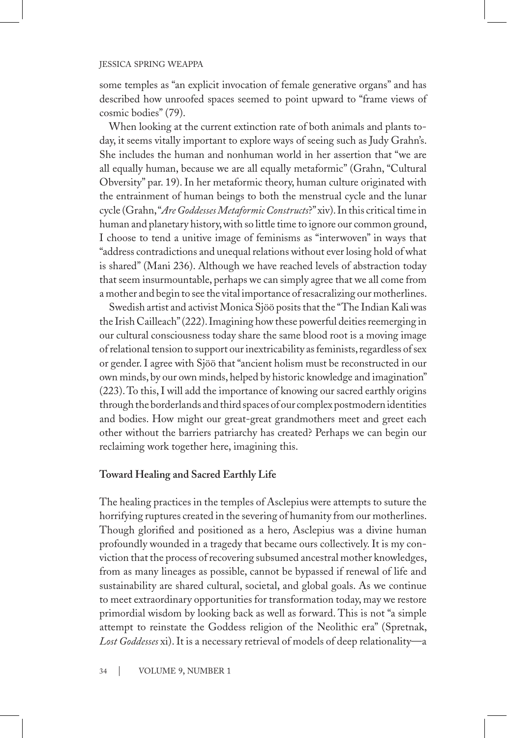some temples as "an explicit invocation of female generative organs" and has described how unroofed spaces seemed to point upward to "frame views of cosmic bodies" (79).

When looking at the current extinction rate of both animals and plants today, it seems vitally important to explore ways of seeing such as Judy Grahn's. She includes the human and nonhuman world in her assertion that "we are all equally human, because we are all equally metaformic" (Grahn, "Cultural Obversity" par. 19). In her metaformic theory, human culture originated with the entrainment of human beings to both the menstrual cycle and the lunar cycle (Grahn, "*Are Goddesses Metaformic Constructs*?" xiv). In this critical time in human and planetary history, with so little time to ignore our common ground, I choose to tend a unitive image of feminisms as "interwoven" in ways that "address contradictions and unequal relations without ever losing hold of what is shared" (Mani 236). Although we have reached levels of abstraction today that seem insurmountable, perhaps we can simply agree that we all come from a mother and begin to see the vital importance of resacralizing our motherlines.

Swedish artist and activist Monica Sjöö posits that the "The Indian Kali was the Irish Cailleach" (222). Imagining how these powerful deities reemerging in our cultural consciousness today share the same blood root is a moving image of relational tension to support our inextricability as feminists, regardless of sex or gender. I agree with Sjöö that "ancient holism must be reconstructed in our own minds, by our own minds, helped by historic knowledge and imagination" (223). To this, I will add the importance of knowing our sacred earthly origins through the borderlands and third spaces of our complex postmodern identities and bodies. How might our great-great grandmothers meet and greet each other without the barriers patriarchy has created? Perhaps we can begin our reclaiming work together here, imagining this.

## Toward Healing and Sacred Earthly Life

The healing practices in the temples of Asclepius were attempts to suture the horrifying ruptures created in the severing of humanity from our motherlines. Though glorified and positioned as a hero, Asclepius was a divine human profoundly wounded in a tragedy that became ours collectively. It is my conviction that the process of recovering subsumed ancestral mother knowledges, from as many lineages as possible, cannot be bypassed if renewal of life and sustainability are shared cultural, societal, and global goals. As we continue to meet extraordinary opportunities for transformation today, may we restore primordial wisdom by looking back as well as forward. This is not "a simple attempt to reinstate the Goddess religion of the Neolithic era" (Spretnak, *Lost Goddesses* xi). It is a necessary retrieval of models of deep relationality—a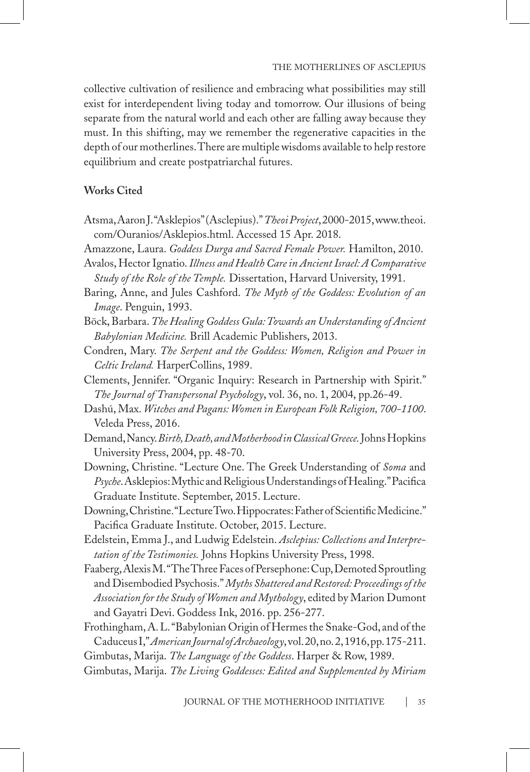collective cultivation of resilience and embracing what possibilities may still exist for interdependent living today and tomorrow. Our illusions of being separate from the natural world and each other are falling away because they must. In this shifting, may we remember the regenerative capacities in the depth of our motherlines. There are multiple wisdoms available to help restore equilibrium and create postpatriarchal futures.

**Works Cited**

Atsma, Aaron J. "Asklepios" (Asclepius)." *Theoi Project*, 2000-2015, www.theoi.com/Ouranios/Asklepios.html. Accessed 15 Apr. 2018.

Amazzone, Laura. *Goddess Durga and Sacred Female Power.* Hamilton, 2010.

Avalos, Hector Ignatio. *Illness and Health Care in Ancient Israel: A Comparative Study of the Role of the Temple.* Dissertation, Harvard University, 1991.

Baring, Anne, and Jules Cashford. *The Myth of the Goddess: Evolution of an Image*. Penguin, 1993.

Böck, Barbara. *The Healing Goddess Gula: Towards an Understanding of Ancient Babylonian Medicine.* Brill Academic Publishers, 2013.

Condren, Mary. *The Serpent and the Goddess: Women, Religion and Power in Celtic Ireland.* HarperCollins, 1989.

Clements, Jennifer. "Organic Inquiry: Research in Partnership with Spirit." *The Journal of Transpersonal Psychology*, vol. 36, no. 1, 2004, pp.26-49.

Dashú, Max. *Witches and Pagans: Women in European Folk Religion, 700-1100*. Veleda Press, 2016.

Demand, Nancy. *Birth, Death, and Motherhood in Classical Greece.* Johns Hopkins University Press, 2004, pp. 48-70.

Downing, Christine. "Lecture One. The Greek Understanding of *Soma* and *Psyche*. Asklepios: Mythic and Religious Understandings of Healing." Pacifica Graduate Institute. September, 2015. Lecture.

Downing, Christine. "Lecture Two. Hippocrates: Father of Scientific Medicine." Pacifica Graduate Institute. October, 2015. Lecture.

Edelstein, Emma J., and Ludwig Edelstein. *Asclepius: Collections and Interpretation of the Testimonies.* Johns Hopkins University Press, 1998.

Faaberg, Alexis M. "The Three Faces of Persephone: Cup, Demoted Sproutling and Disembodied Psychosis." *Myths Shattered and Restored: Proceedings of the Association for the Study of Women and Mythology*, edited by Marion Dumont and Gayatri Devi. Goddess Ink, 2016. pp. 256-277.

Frothingham, A. L. "Babylonian Origin of Hermes the Snake-God, and of the Caduceus I," *American Journal of Archaeology*, vol. 20, no. 2, 1916, pp. 175-211.

Gimbutas, Marija. *The Language of the Goddess*. Harper & Row, 1989.

Gimbutas, Marija. *The Living Goddesses: Edited and Supplemented by Miriam*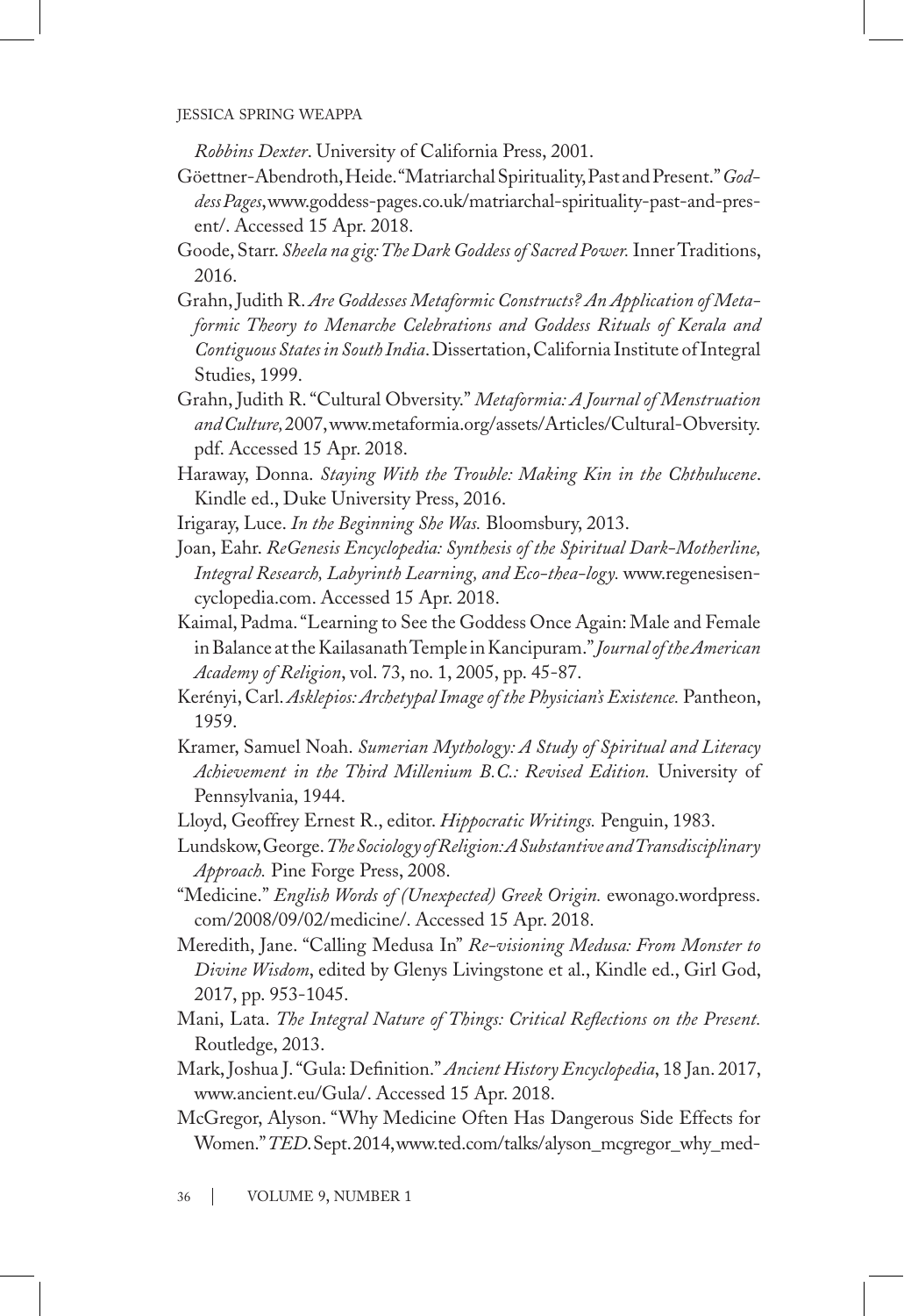*Robbins Dexter*. University of California Press, 2001.

Göettner-Abendroth, Heide. "Matriarchal Spirituality, Past and Present." *Goddess Pages*, www.goddess-pages.co.uk/matriarchal-spirituality-past-and-present/. Accessed 15 Apr. 2018.

Goode, Starr. *Sheela na gig: The Dark Goddess of Sacred Power.* Inner Traditions, 2016.

Grahn, Judith R. *Are Goddesses Metaformic Constructs? An Application of Metaformic Theory to Menarche Celebrations and Goddess Rituals of Kerala and Contiguous States in South India*. Dissertation, California Institute of Integral Studies, 1999.

Grahn, Judith R. "Cultural Obversity." *Metaformia: A Journal of Menstruation and Culture,* 2007, www.metaformia.org/assets/Articles/Cultural-Obversity.pdf. Accessed 15 Apr. 2018.

Haraway, Donna. *Staying With the Trouble: Making Kin in the Chthulucene*. Kindle ed., Duke University Press, 2016.

Irigaray, Luce. *In the Beginning She Was.* Bloomsbury, 2013.

Joan, Eahr. *ReGenesis Encyclopedia: Synthesis of the Spiritual Dark-Motherline, Integral Research, Labyrinth Learning, and Eco-thea-logy.* www.regenesisencyclopedia.com. Accessed 15 Apr. 2018.

Kaimal, Padma. "Learning to See the Goddess Once Again: Male and Female in Balance at the Kailasanath Temple in Kancipuram." *Journal of the American Academy of Religion*, vol. 73, no. 1, 2005, pp. 45-87.

Kerényi, Carl. *Asklepios: Archetypal Image of the Physician's Existence.* Pantheon, 1959.

Kramer, Samuel Noah. *Sumerian Mythology: A Study of Spiritual and Literacy Achievement in the Third Millenium B.C.: Revised Edition.* University of Pennsylvania, 1944.

Lloyd, Geoffrey Ernest R., editor. *Hippocratic Writings.* Penguin, 1983.

Lundskow, George. *The Sociology of Religion: A Substantive and Transdisciplinary Approach.* Pine Forge Press, 2008.

"Medicine." *English Words of (Unexpected) Greek Origin.* ewonago.wordpress.com/2008/09/02/medicine/. Accessed 15 Apr. 2018.

Meredith, Jane. "Calling Medusa In" *Re-visioning Medusa: From Monster to Divine Wisdom*, edited by Glenys Livingstone et al., Kindle ed., Girl God, 2017, pp. 953-1045.

Mani, Lata. *The Integral Nature of Things: Critical Reflections on the Present.* Routledge, 2013.

Mark, Joshua J. "Gula: Definition." *Ancient History Encyclopedia*, 18 Jan. 2017, www.ancient.eu/Gula/. Accessed 15 Apr. 2018.

McGregor, Alyson. "Why Medicine Often Has Dangerous Side Effects for Women." *TED.* Sept. 2014, www.ted.com/talks/alyson_mcgregor_why_med-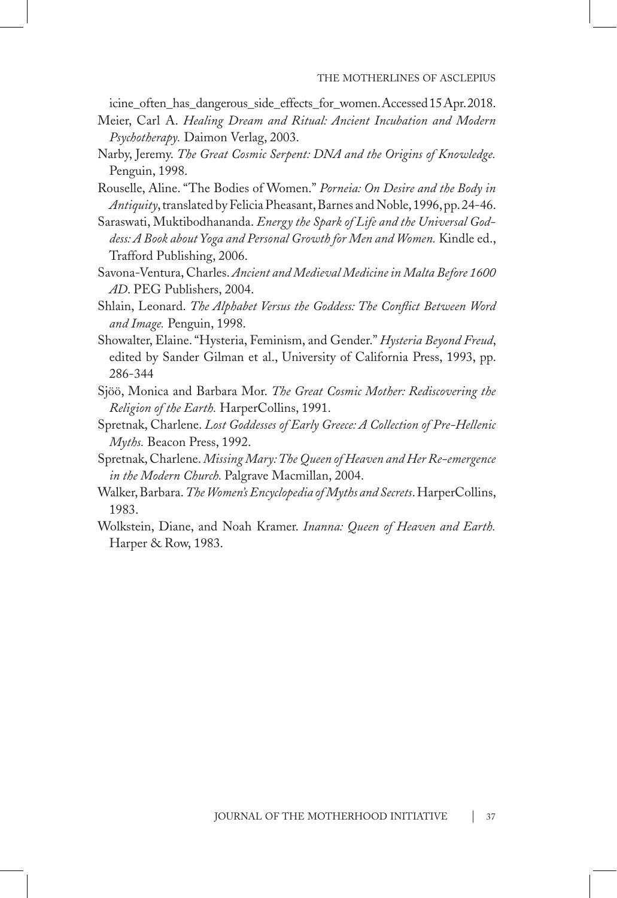icine_often_has_dangerous_side_effects_for_women. Accessed 15 Apr. 2018.

Meier, Carl A. *Healing Dream and Ritual: Ancient Incubation and Modern Psychotherapy.* Daimon Verlag, 2003.

Narby, Jeremy. *The Great Cosmic Serpent: DNA and the Origins of Knowledge.* Penguin, 1998.

Rouselle, Aline. "The Bodies of Women." *Porneia: On Desire and the Body in Antiquity*, translated by Felicia Pheasant, Barnes and Noble, 1996, pp. 24-46.

Saraswati, Muktibodhananda. *Energy the Spark of Life and the Universal Goddess: A Book about Yoga and Personal Growth for Men and Women.* Kindle ed., Trafford Publishing, 2006.

Savona-Ventura, Charles. *Ancient and Medieval Medicine in Malta Before 1600 AD*. PEG Publishers, 2004.

Shlain, Leonard. *The Alphabet Versus the Goddess: The Conflict Between Word and Image.* Penguin, 1998.

Showalter, Elaine. "Hysteria, Feminism, and Gender." *Hysteria Beyond Freud*, edited by Sander Gilman et al., University of California Press, 1993, pp. 286-344

Sjöö, Monica and Barbara Mor. *The Great Cosmic Mother: Rediscovering the Religion of the Earth.* HarperCollins, 1991.

Spretnak, Charlene. *Lost Goddesses of Early Greece: A Collection of Pre-Hellenic Myths.* Beacon Press, 1992.

Spretnak, Charlene. *Missing Mary: The Queen of Heaven and Her Re-emergence in the Modern Church.* Palgrave Macmillan, 2004.

Walker, Barbara. *The Women's Encyclopedia of Myths and Secrets*. HarperCollins, 1983.

Wolkstein, Diane, and Noah Kramer. *Inanna: Queen of Heaven and Earth.* Harper & Row, 1983.